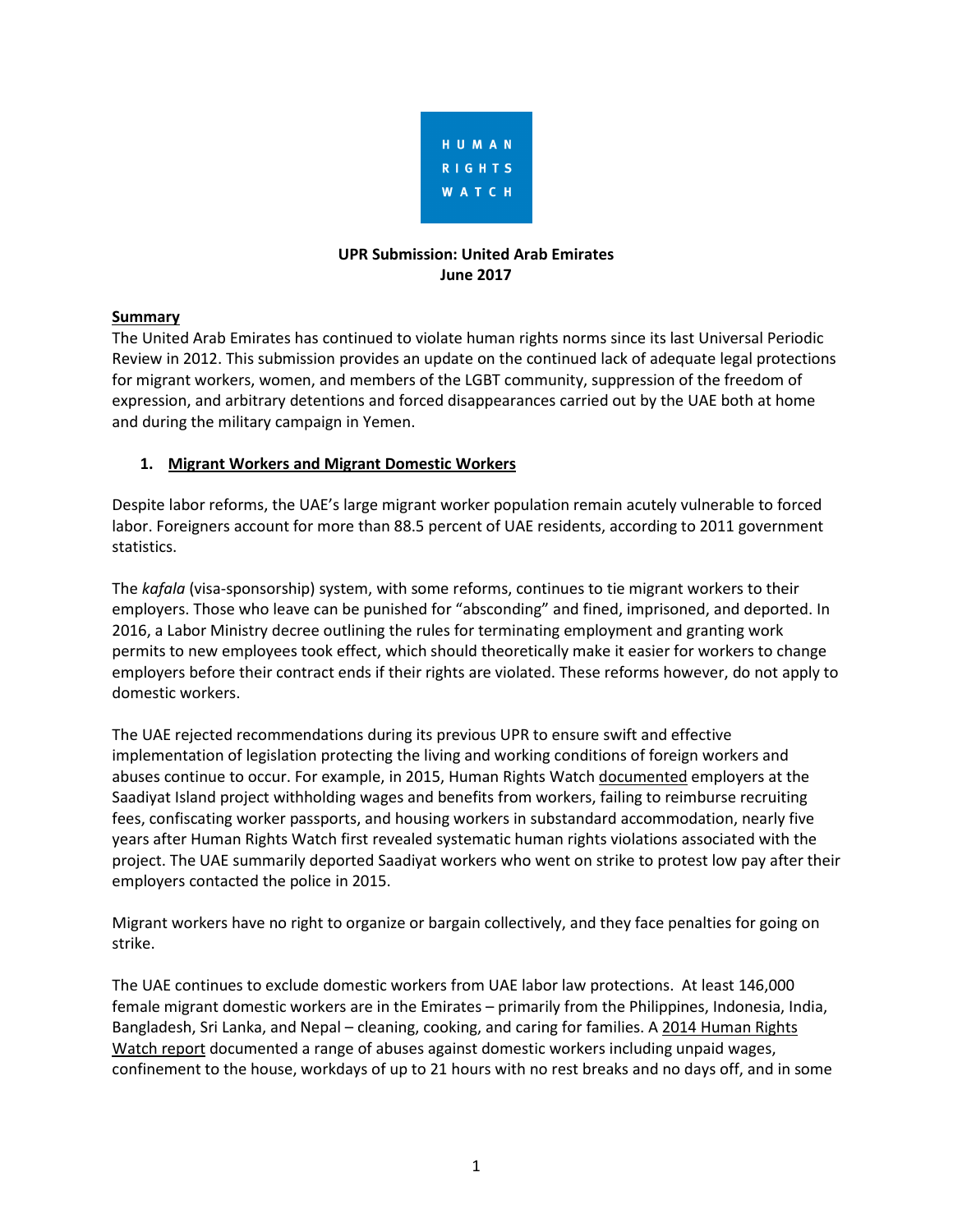HUMAN RIGHTS WATCH

**UPR Submission: United Arab Emirates**
**June 2017**

**Summary**

The United Arab Emirates has continued to violate human rights norms since its last Universal Periodic Review in 2012. This submission provides an update on the continued lack of adequate legal protections for migrant workers, women, and members of the LGBT community, suppression of the freedom of expression, and arbitrary detentions and forced disappearances carried out by the UAE both at home and during the military campaign in Yemen.

## 1. Migrant Workers and Migrant Domestic Workers

Despite labor reforms, the UAE's large migrant worker population remain acutely vulnerable to forced labor. Foreigners account for more than 88.5 percent of UAE residents, according to 2011 government statistics.

The *kafala* (visa-sponsorship) system, with some reforms, continues to tie migrant workers to their employers. Those who leave can be punished for "absconding" and fined, imprisoned, and deported. In 2016, a Labor Ministry decree outlining the rules for terminating employment and granting work permits to new employees took effect, which should theoretically make it easier for workers to change employers before their contract ends if their rights are violated. These reforms however, do not apply to domestic workers.

The UAE rejected recommendations during its previous UPR to ensure swift and effective implementation of legislation protecting the living and working conditions of foreign workers and abuses continue to occur. For example, in 2015, Human Rights Watch documented employers at the Saadiyat Island project withholding wages and benefits from workers, failing to reimburse recruiting fees, confiscating worker passports, and housing workers in substandard accommodation, nearly five years after Human Rights Watch first revealed systematic human rights violations associated with the project. The UAE summarily deported Saadiyat workers who went on strike to protest low pay after their employers contacted the police in 2015.

Migrant workers have no right to organize or bargain collectively, and they face penalties for going on strike.

The UAE continues to exclude domestic workers from UAE labor law protections. At least 146,000 female migrant domestic workers are in the Emirates – primarily from the Philippines, Indonesia, India, Bangladesh, Sri Lanka, and Nepal – cleaning, cooking, and caring for families. A 2014 Human Rights Watch report documented a range of abuses against domestic workers including unpaid wages, confinement to the house, workdays of up to 21 hours with no rest breaks and no days off, and in some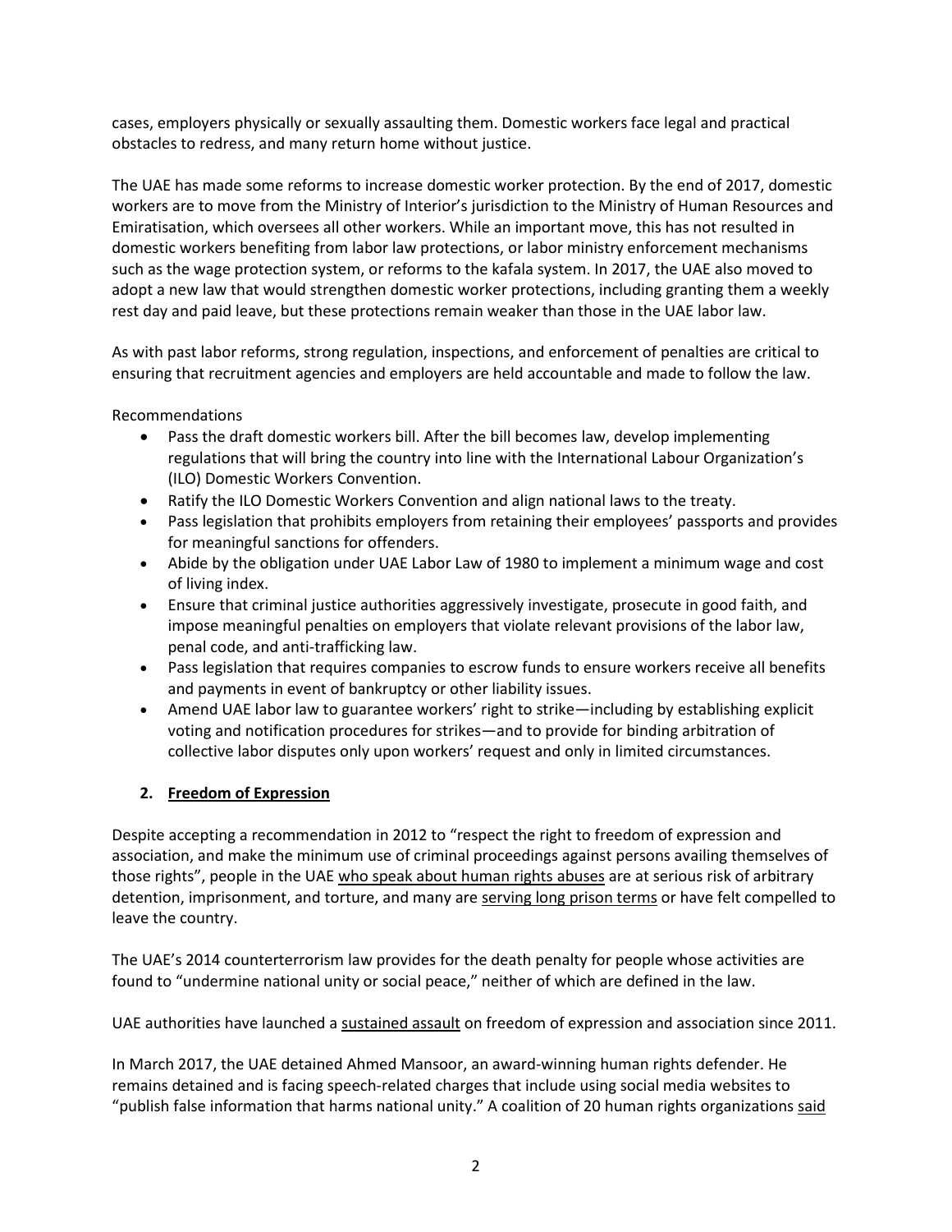cases, employers physically or sexually assaulting them. Domestic workers face legal and practical obstacles to redress, and many return home without justice.

The UAE has made some reforms to increase domestic worker protection. By the end of 2017, domestic workers are to move from the Ministry of Interior's jurisdiction to the Ministry of Human Resources and Emiratisation, which oversees all other workers. While an important move, this has not resulted in domestic workers benefiting from labor law protections, or labor ministry enforcement mechanisms such as the wage protection system, or reforms to the kafala system. In 2017, the UAE also moved to adopt a new law that would strengthen domestic worker protections, including granting them a weekly rest day and paid leave, but these protections remain weaker than those in the UAE labor law.

As with past labor reforms, strong regulation, inspections, and enforcement of penalties are critical to ensuring that recruitment agencies and employers are held accountable and made to follow the law.

Recommendations

- Pass the draft domestic workers bill. After the bill becomes law, develop implementing regulations that will bring the country into line with the International Labour Organization's (ILO) Domestic Workers Convention.
- Ratify the ILO Domestic Workers Convention and align national laws to the treaty.
- Pass legislation that prohibits employers from retaining their employees' passports and provides for meaningful sanctions for offenders.
- Abide by the obligation under UAE Labor Law of 1980 to implement a minimum wage and cost of living index.
- Ensure that criminal justice authorities aggressively investigate, prosecute in good faith, and impose meaningful penalties on employers that violate relevant provisions of the labor law, penal code, and anti-trafficking law.
- Pass legislation that requires companies to escrow funds to ensure workers receive all benefits and payments in event of bankruptcy or other liability issues.
- Amend UAE labor law to guarantee workers' right to strike—including by establishing explicit voting and notification procedures for strikes—and to provide for binding arbitration of collective labor disputes only upon workers' request and only in limited circumstances.

## 2. Freedom of Expression

Despite accepting a recommendation in 2012 to "respect the right to freedom of expression and association, and make the minimum use of criminal proceedings against persons availing themselves of those rights", people in the UAE who speak about human rights abuses are at serious risk of arbitrary detention, imprisonment, and torture, and many are serving long prison terms or have felt compelled to leave the country.

The UAE's 2014 counterterrorism law provides for the death penalty for people whose activities are found to "undermine national unity or social peace," neither of which are defined in the law.

UAE authorities have launched a sustained assault on freedom of expression and association since 2011.

In March 2017, the UAE detained Ahmed Mansoor, an award-winning human rights defender. He remains detained and is facing speech-related charges that include using social media websites to "publish false information that harms national unity." A coalition of 20 human rights organizations said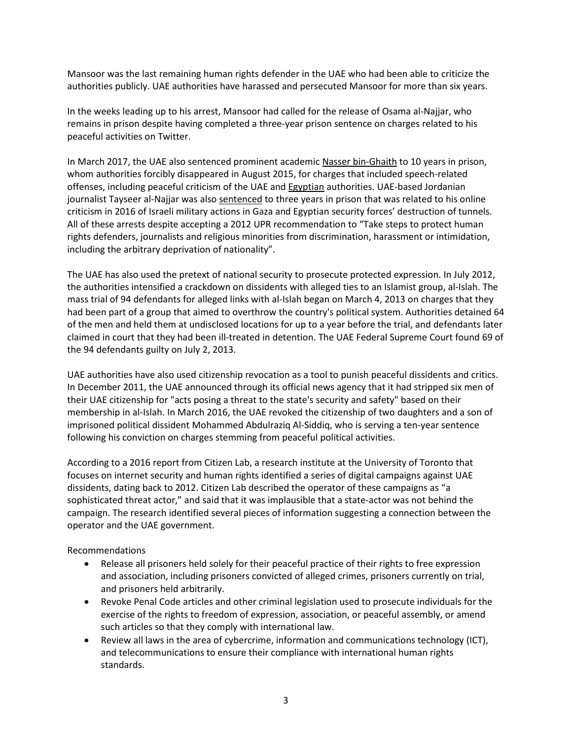Mansoor was the last remaining human rights defender in the UAE who had been able to criticize the authorities publicly. UAE authorities have harassed and persecuted Mansoor for more than six years.

In the weeks leading up to his arrest, Mansoor had called for the release of Osama al-Najjar, who remains in prison despite having completed a three-year prison sentence on charges related to his peaceful activities on Twitter.

In March 2017, the UAE also sentenced prominent academic Nasser bin-Ghaith to 10 years in prison, whom authorities forcibly disappeared in August 2015, for charges that included speech-related offenses, including peaceful criticism of the UAE and Egyptian authorities. UAE-based Jordanian journalist Tayseer al-Najjar was also sentenced to three years in prison that was related to his online criticism in 2016 of Israeli military actions in Gaza and Egyptian security forces' destruction of tunnels. All of these arrests despite accepting a 2012 UPR recommendation to "Take steps to protect human rights defenders, journalists and religious minorities from discrimination, harassment or intimidation, including the arbitrary deprivation of nationality".

The UAE has also used the pretext of national security to prosecute protected expression. In July 2012, the authorities intensified a crackdown on dissidents with alleged ties to an Islamist group, al-Islah. The mass trial of 94 defendants for alleged links with al-Islah began on March 4, 2013 on charges that they had been part of a group that aimed to overthrow the country's political system. Authorities detained 64 of the men and held them at undisclosed locations for up to a year before the trial, and defendants later claimed in court that they had been ill-treated in detention. The UAE Federal Supreme Court found 69 of the 94 defendants guilty on July 2, 2013.

UAE authorities have also used citizenship revocation as a tool to punish peaceful dissidents and critics. In December 2011, the UAE announced through its official news agency that it had stripped six men of their UAE citizenship for "acts posing a threat to the state's security and safety" based on their membership in al-Islah. In March 2016, the UAE revoked the citizenship of two daughters and a son of imprisoned political dissident Mohammed Abdulraziq Al-Siddiq, who is serving a ten-year sentence following his conviction on charges stemming from peaceful political activities.

According to a 2016 report from Citizen Lab, a research institute at the University of Toronto that focuses on internet security and human rights identified a series of digital campaigns against UAE dissidents, dating back to 2012. Citizen Lab described the operator of these campaigns as "a sophisticated threat actor," and said that it was implausible that a state-actor was not behind the campaign. The research identified several pieces of information suggesting a connection between the operator and the UAE government.

Recommendations

- Release all prisoners held solely for their peaceful practice of their rights to free expression and association, including prisoners convicted of alleged crimes, prisoners currently on trial, and prisoners held arbitrarily.
- Revoke Penal Code articles and other criminal legislation used to prosecute individuals for the exercise of the rights to freedom of expression, association, or peaceful assembly, or amend such articles so that they comply with international law.
- Review all laws in the area of cybercrime, information and communications technology (ICT), and telecommunications to ensure their compliance with international human rights standards.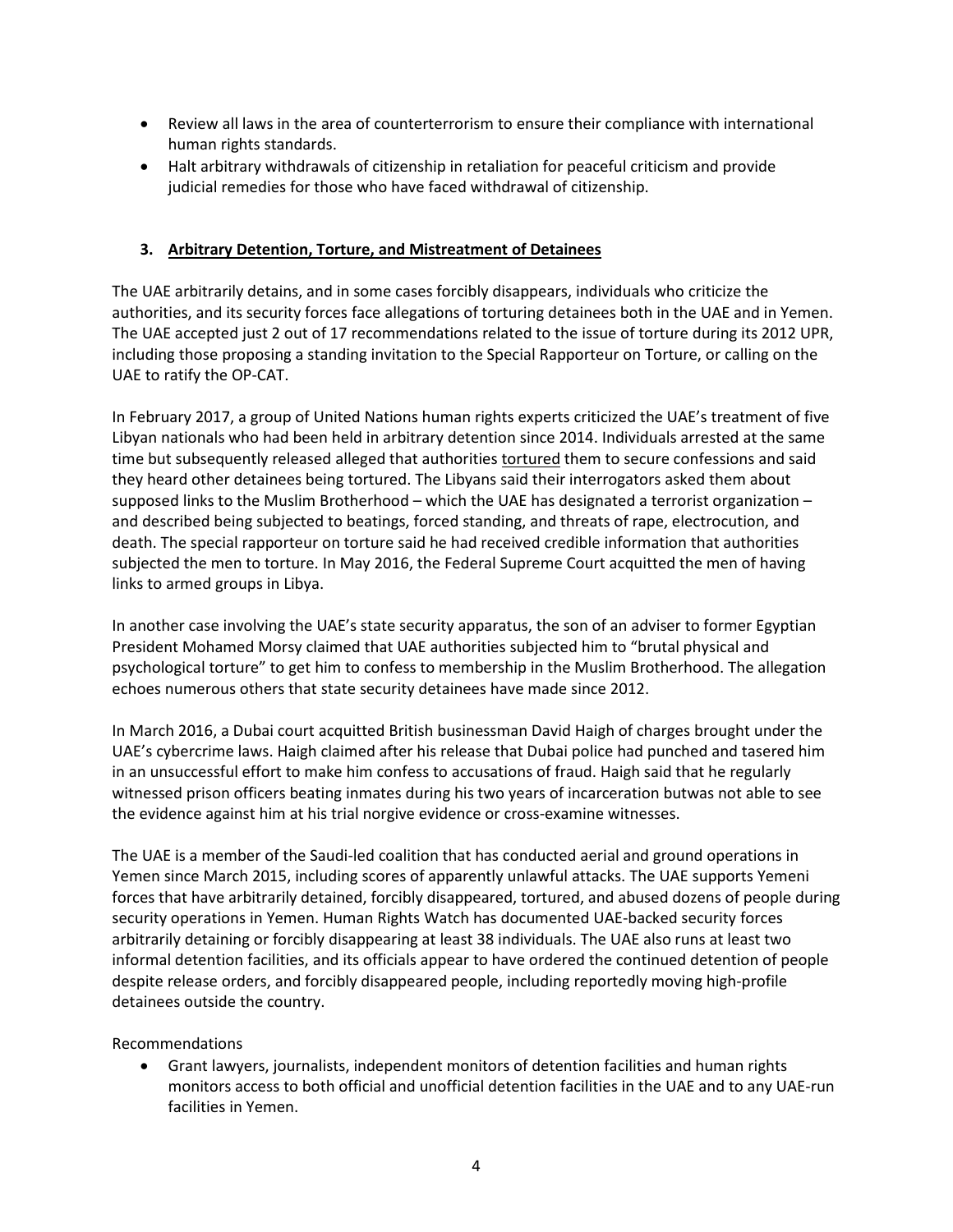- Review all laws in the area of counterterrorism to ensure their compliance with international human rights standards.
- Halt arbitrary withdrawals of citizenship in retaliation for peaceful criticism and provide judicial remedies for those who have faced withdrawal of citizenship.

### 3. Arbitrary Detention, Torture, and Mistreatment of Detainees

The UAE arbitrarily detains, and in some cases forcibly disappears, individuals who criticize the authorities, and its security forces face allegations of torturing detainees both in the UAE and in Yemen. The UAE accepted just 2 out of 17 recommendations related to the issue of torture during its 2012 UPR, including those proposing a standing invitation to the Special Rapporteur on Torture, or calling on the UAE to ratify the OP-CAT.

In February 2017, a group of United Nations human rights experts criticized the UAE's treatment of five Libyan nationals who had been held in arbitrary detention since 2014. Individuals arrested at the same time but subsequently released alleged that authorities tortured them to secure confessions and said they heard other detainees being tortured. The Libyans said their interrogators asked them about supposed links to the Muslim Brotherhood – which the UAE has designated a terrorist organization – and described being subjected to beatings, forced standing, and threats of rape, electrocution, and death. The special rapporteur on torture said he had received credible information that authorities subjected the men to torture. In May 2016, the Federal Supreme Court acquitted the men of having links to armed groups in Libya.

In another case involving the UAE's state security apparatus, the son of an adviser to former Egyptian President Mohamed Morsy claimed that UAE authorities subjected him to "brutal physical and psychological torture" to get him to confess to membership in the Muslim Brotherhood. The allegation echoes numerous others that state security detainees have made since 2012.

In March 2016, a Dubai court acquitted British businessman David Haigh of charges brought under the UAE's cybercrime laws. Haigh claimed after his release that Dubai police had punched and tasered him in an unsuccessful effort to make him confess to accusations of fraud. Haigh said that he regularly witnessed prison officers beating inmates during his two years of incarceration butwas not able to see the evidence against him at his trial norgive evidence or cross-examine witnesses.

The UAE is a member of the Saudi-led coalition that has conducted aerial and ground operations in Yemen since March 2015, including scores of apparently unlawful attacks. The UAE supports Yemeni forces that have arbitrarily detained, forcibly disappeared, tortured, and abused dozens of people during security operations in Yemen. Human Rights Watch has documented UAE-backed security forces arbitrarily detaining or forcibly disappearing at least 38 individuals. The UAE also runs at least two informal detention facilities, and its officials appear to have ordered the continued detention of people despite release orders, and forcibly disappeared people, including reportedly moving high-profile detainees outside the country.

Recommendations

- Grant lawyers, journalists, independent monitors of detention facilities and human rights monitors access to both official and unofficial detention facilities in the UAE and to any UAE-run facilities in Yemen.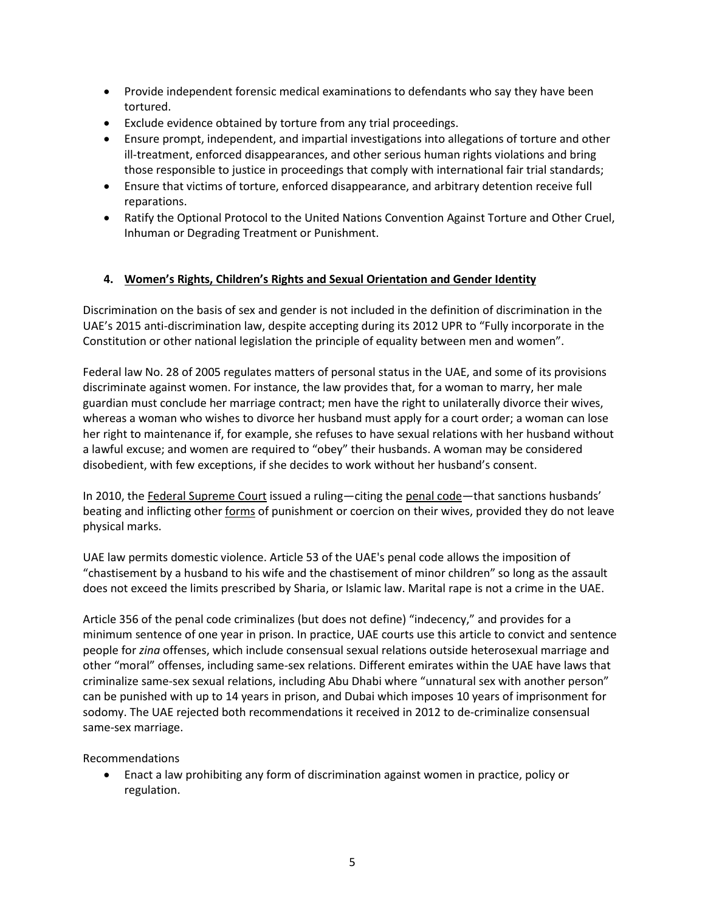- Provide independent forensic medical examinations to defendants who say they have been tortured.
- Exclude evidence obtained by torture from any trial proceedings.
- Ensure prompt, independent, and impartial investigations into allegations of torture and other ill-treatment, enforced disappearances, and other serious human rights violations and bring those responsible to justice in proceedings that comply with international fair trial standards;
- Ensure that victims of torture, enforced disappearance, and arbitrary detention receive full reparations.
- Ratify the Optional Protocol to the United Nations Convention Against Torture and Other Cruel, Inhuman or Degrading Treatment or Punishment.

## 4. Women's Rights, Children's Rights and Sexual Orientation and Gender Identity

Discrimination on the basis of sex and gender is not included in the definition of discrimination in the UAE's 2015 anti-discrimination law, despite accepting during its 2012 UPR to "Fully incorporate in the Constitution or other national legislation the principle of equality between men and women".

Federal law No. 28 of 2005 regulates matters of personal status in the UAE, and some of its provisions discriminate against women. For instance, the law provides that, for a woman to marry, her male guardian must conclude her marriage contract; men have the right to unilaterally divorce their wives, whereas a woman who wishes to divorce her husband must apply for a court order; a woman can lose her right to maintenance if, for example, she refuses to have sexual relations with her husband without a lawful excuse; and women are required to "obey" their husbands. A woman may be considered disobedient, with few exceptions, if she decides to work without her husband's consent.

In 2010, the Federal Supreme Court issued a ruling—citing the penal code—that sanctions husbands' beating and inflicting other forms of punishment or coercion on their wives, provided they do not leave physical marks.

UAE law permits domestic violence. Article 53 of the UAE's penal code allows the imposition of "chastisement by a husband to his wife and the chastisement of minor children" so long as the assault does not exceed the limits prescribed by Sharia, or Islamic law. Marital rape is not a crime in the UAE.

Article 356 of the penal code criminalizes (but does not define) "indecency," and provides for a minimum sentence of one year in prison. In practice, UAE courts use this article to convict and sentence people for *zina* offenses, which include consensual sexual relations outside heterosexual marriage and other "moral" offenses, including same-sex relations. Different emirates within the UAE have laws that criminalize same-sex sexual relations, including Abu Dhabi where "unnatural sex with another person" can be punished with up to 14 years in prison, and Dubai which imposes 10 years of imprisonment for sodomy. The UAE rejected both recommendations it received in 2012 to de-criminalize consensual same-sex marriage.

Recommendations

- Enact a law prohibiting any form of discrimination against women in practice, policy or regulation.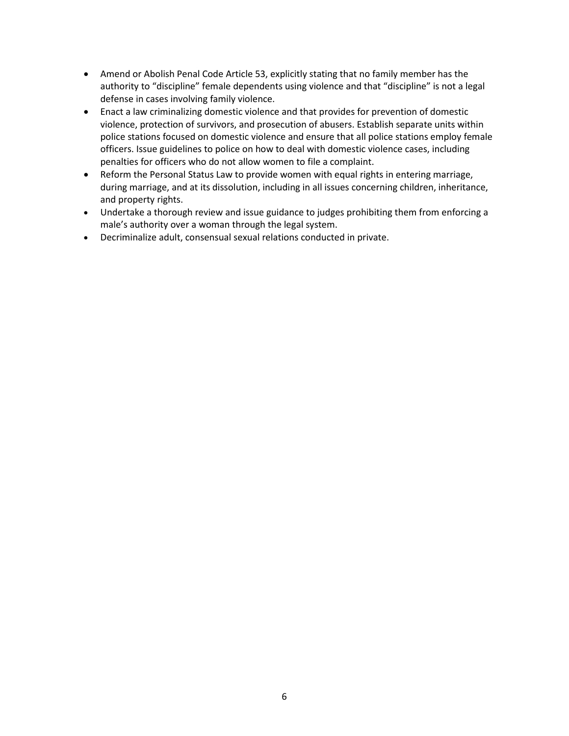- Amend or Abolish Penal Code Article 53, explicitly stating that no family member has the authority to "discipline" female dependents using violence and that "discipline" is not a legal defense in cases involving family violence.
- Enact a law criminalizing domestic violence and that provides for prevention of domestic violence, protection of survivors, and prosecution of abusers. Establish separate units within police stations focused on domestic violence and ensure that all police stations employ female officers. Issue guidelines to police on how to deal with domestic violence cases, including penalties for officers who do not allow women to file a complaint.
- Reform the Personal Status Law to provide women with equal rights in entering marriage, during marriage, and at its dissolution, including in all issues concerning children, inheritance, and property rights.
- Undertake a thorough review and issue guidance to judges prohibiting them from enforcing a male's authority over a woman through the legal system.
- Decriminalize adult, consensual sexual relations conducted in private.